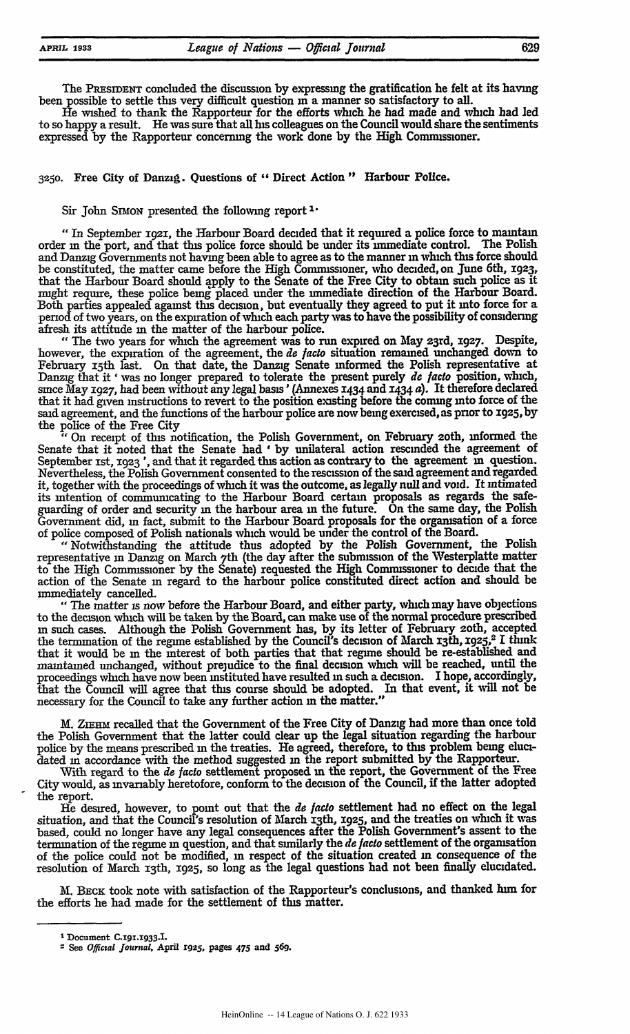The PRESIDENT concluded the discussion by expressing the gratification he felt at its having been possible to settle this very difficult question in a manner so satisfactory to all.

He wished to thank the Rapporteur for the efforts which he had made and which had led to so happy a result. He was sure that all his colleagues on the Council would share the sentiments expressed by the Rapporteur concerning the work done by the High Commissioner.

## 3250. Free City of Danzig. Questions of "Direct Action" Harbour Police.

Sir John SIMON presented the following report[1]:

"In September 1921, the Harbour Board decided that it required a police force to maintain order in the port, and that this police force should be under its immediate control. The Polish and Danzig Governments not having been able to agree as to the manner in which this force should be constituted, the matter came before the High Commissioner, who decided, on June 6th, 1923, that the Harbour Board should apply to the Senate of the Free City to obtain such police as it might require, these police being placed under the immediate direction of the Harbour Board. Both parties appealed against this decision, but eventually they agreed to put it into force for a period of two years, on the expiration of which each party was to have the possibility of considering afresh its attitude in the matter of the harbour police.

"The two years for which the agreement was to run expired on May 23rd, 1927. Despite, however, the expiration of the agreement, the *de facto* situation remained unchanged down to February 15th last. On that date, the Danzig Senate informed the Polish representative at Danzig that it 'was no longer prepared to tolerate the present purely *de facto* position, which, since May 1927, had been without any legal basis' (Annexes 1434 and 1434 *a*). It therefore declared that it had given instructions to revert to the position existing before the coming into force of the said agreement, and the functions of the harbour police are now being exercised, as prior to 1925, by the police of the Free City.

"On receipt of this notification, the Polish Government, on February 20th, informed the Senate that it noted that the Senate had 'by unilateral action rescinded the agreement of September 1st, 1923', and that it regarded this action as contrary to the agreement in question. Nevertheless, the Polish Government consented to the rescission of the said agreement and regarded it, together with the proceedings of which it was the outcome, as legally null and void. It intimated its intention of communicating to the Harbour Board certain proposals as regards the safeguarding of order and security in the harbour area in the future. On the same day, the Polish Government did, in fact, submit to the Harbour Board proposals for the organisation of a force of police composed of Polish nationals which would be under the control of the Board.

"Notwithstanding the attitude thus adopted by the Polish Government, the Polish representative in Danzig on March 7th (the day after the submission of the Westerplatte matter to the High Commissioner by the Senate) requested the High Commissioner to decide that the action of the Senate in regard to the harbour police constituted direct action and should be immediately cancelled.

"The matter is now before the Harbour Board, and either party, which may have objections to the decision which will be taken by the Board, can make use of the normal procedure prescribed in such cases. Although the Polish Government has, by its letter of February 20th, accepted the termination of the regime established by the Council's decision of March 13th, 1925,[2] I think that it would be in the interest of both parties that that regime should be re-established and maintained unchanged, without prejudice to the final decision which will be reached, until the proceedings which have now been instituted have resulted in such a decision. I hope, accordingly, that the Council will agree that this course should be adopted. In that event, it will not be necessary for the Council to take any further action in the matter."

M. ZIEHM recalled that the Government of the Free City of Danzig had more than once told the Polish Government that the latter could clear up the legal situation regarding the harbour police by the means prescribed in the treaties. He agreed, therefore, to this problem being elucidated in accordance with the method suggested in the report submitted by the Rapporteur.

With regard to the *de facto* settlement proposed in the report, the Government of the Free City would, as invariably heretofore, conform to the decision of the Council, if the latter adopted the report.

He desired, however, to point out that the *de facto* settlement had no effect on the legal situation, and that the Council's resolution of March 13th, 1925, and the treaties on which it was based, could no longer have any legal consequences after the Polish Government's assent to the termination of the regime in question, and that similarly the *de facto* settlement of the organisation of the police could not be modified, in respect of the situation created in consequence of the resolution of March 13th, 1925, so long as the legal questions had not been finally elucidated.

M. BECK took note with satisfaction of the Rapporteur's conclusions, and thanked him for the efforts he had made for the settlement of this matter.

---

[1] Document C.191.1933.I.

[2] See *Official Journal*, April 1925, pages 475 and 569.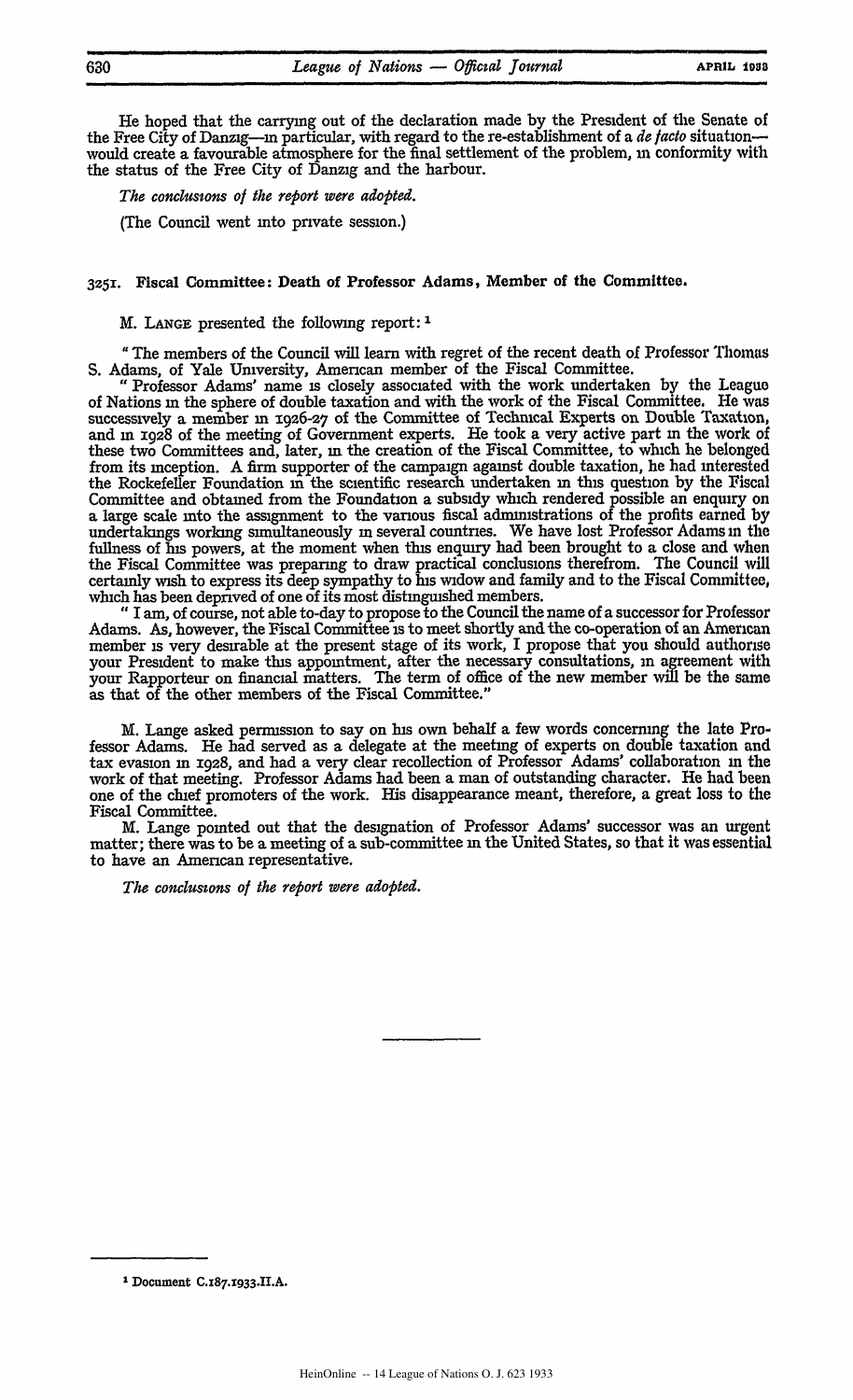He hoped that the carrying out of the declaration made by the President of the Senate of the Free City of Danzig—in particular, with regard to the re-establishment of a *de facto* situation—would create a favourable atmosphere for the final settlement of the problem, in conformity with the status of the Free City of Danzig and the harbour.

*The conclusions of the report were adopted.*

(The Council went into private session.)

## 3251. Fiscal Committee: Death of Professor Adams, Member of the Committee.

M. LANGE presented the following report: [1]

"The members of the Council will learn with regret of the recent death of Professor Thomas S. Adams, of Yale University, American member of the Fiscal Committee.

"Professor Adams' name is closely associated with the work undertaken by the League of Nations in the sphere of double taxation and with the work of the Fiscal Committee. He was successively a member in 1926-27 of the Committee of Technical Experts on Double Taxation, and in 1928 of the meeting of Government experts. He took a very active part in the work of these two Committees and, later, in the creation of the Fiscal Committee, to which he belonged from its inception. A firm supporter of the campaign against double taxation, he had interested the Rockefeller Foundation in the scientific research undertaken in this question by the Fiscal Committee and obtained from the Foundation a subsidy which rendered possible an enquiry on a large scale into the assignment to the various fiscal administrations of the profits earned by undertakings working simultaneously in several countries. We have lost Professor Adams in the fullness of his powers, at the moment when this enquiry had been brought to a close and when the Fiscal Committee was preparing to draw practical conclusions therefrom. The Council will certainly wish to express its deep sympathy to his widow and family and to the Fiscal Committee, which has been deprived of one of its most distinguished members.

"I am, of course, not able to-day to propose to the Council the name of a successor for Professor Adams. As, however, the Fiscal Committee is to meet shortly and the co-operation of an American member is very desirable at the present stage of its work, I propose that you should authorise your President to make this appointment, after the necessary consultations, in agreement with your Rapporteur on financial matters. The term of office of the new member will be the same as that of the other members of the Fiscal Committee."

M. Lange asked permission to say on his own behalf a few words concerning the late Professor Adams. He had served as a delegate at the meeting of experts on double taxation and tax evasion in 1928, and had a very clear recollection of Professor Adams' collaboration in the work of that meeting. Professor Adams had been a man of outstanding character. He had been one of the chief promoters of the work. His disappearance meant, therefore, a great loss to the Fiscal Committee.

M. Lange pointed out that the designation of Professor Adams' successor was an urgent matter; there was to be a meeting of a sub-committee in the United States, so that it was essential to have an American representative.

*The conclusions of the report were adopted.*

---

[1] Document C.187.1933.II.A.